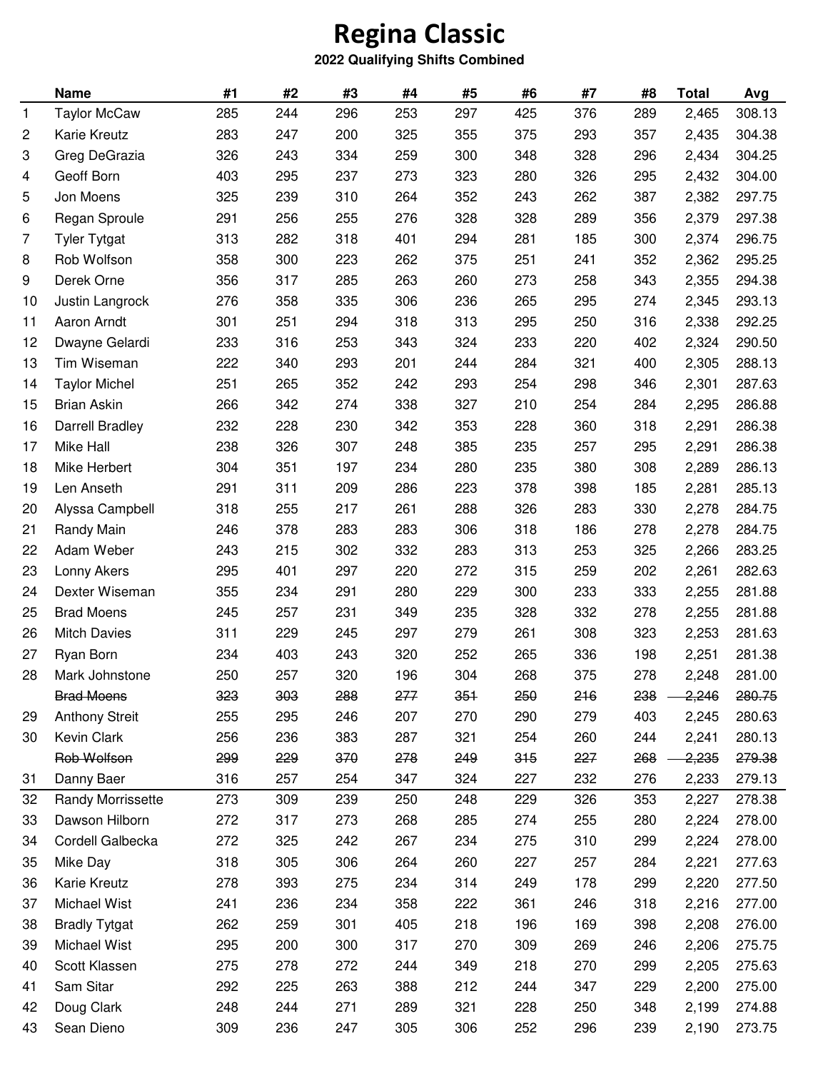# Regina Classic

**2022 Qualifying Shifts Combined**

| | Name | #1 | #2 | #3 | #4 | #5 | #6 | #7 | #8 | Total | Avg |
|---|---|---|---|---|---|---|---|---|---|---|---|
| 1 | Taylor McCaw | 285 | 244 | 296 | 253 | 297 | 425 | 376 | 289 | 2,465 | 308.13 |
| 2 | Karie Kreutz | 283 | 247 | 200 | 325 | 355 | 375 | 293 | 357 | 2,435 | 304.38 |
| 3 | Greg DeGrazia | 326 | 243 | 334 | 259 | 300 | 348 | 328 | 296 | 2,434 | 304.25 |
| 4 | Geoff Born | 403 | 295 | 237 | 273 | 323 | 280 | 326 | 295 | 2,432 | 304.00 |
| 5 | Jon Moens | 325 | 239 | 310 | 264 | 352 | 243 | 262 | 387 | 2,382 | 297.75 |
| 6 | Regan Sproule | 291 | 256 | 255 | 276 | 328 | 328 | 289 | 356 | 2,379 | 297.38 |
| 7 | Tyler Tytgat | 313 | 282 | 318 | 401 | 294 | 281 | 185 | 300 | 2,374 | 296.75 |
| 8 | Rob Wolfson | 358 | 300 | 223 | 262 | 375 | 251 | 241 | 352 | 2,362 | 295.25 |
| 9 | Derek Orne | 356 | 317 | 285 | 263 | 260 | 273 | 258 | 343 | 2,355 | 294.38 |
| 10 | Justin Langrock | 276 | 358 | 335 | 306 | 236 | 265 | 295 | 274 | 2,345 | 293.13 |
| 11 | Aaron Arndt | 301 | 251 | 294 | 318 | 313 | 295 | 250 | 316 | 2,338 | 292.25 |
| 12 | Dwayne Gelardi | 233 | 316 | 253 | 343 | 324 | 233 | 220 | 402 | 2,324 | 290.50 |
| 13 | Tim Wiseman | 222 | 340 | 293 | 201 | 244 | 284 | 321 | 400 | 2,305 | 288.13 |
| 14 | Taylor Michel | 251 | 265 | 352 | 242 | 293 | 254 | 298 | 346 | 2,301 | 287.63 |
| 15 | Brian Askin | 266 | 342 | 274 | 338 | 327 | 210 | 254 | 284 | 2,295 | 286.88 |
| 16 | Darrell Bradley | 232 | 228 | 230 | 342 | 353 | 228 | 360 | 318 | 2,291 | 286.38 |
| 17 | Mike Hall | 238 | 326 | 307 | 248 | 385 | 235 | 257 | 295 | 2,291 | 286.38 |
| 18 | Mike Herbert | 304 | 351 | 197 | 234 | 280 | 235 | 380 | 308 | 2,289 | 286.13 |
| 19 | Len Anseth | 291 | 311 | 209 | 286 | 223 | 378 | 398 | 185 | 2,281 | 285.13 |
| 20 | Alyssa Campbell | 318 | 255 | 217 | 261 | 288 | 326 | 283 | 330 | 2,278 | 284.75 |
| 21 | Randy Main | 246 | 378 | 283 | 283 | 306 | 318 | 186 | 278 | 2,278 | 284.75 |
| 22 | Adam Weber | 243 | 215 | 302 | 332 | 283 | 313 | 253 | 325 | 2,266 | 283.25 |
| 23 | Lonny Akers | 295 | 401 | 297 | 220 | 272 | 315 | 259 | 202 | 2,261 | 282.63 |
| 24 | Dexter Wiseman | 355 | 234 | 291 | 280 | 229 | 300 | 233 | 333 | 2,255 | 281.88 |
| 25 | Brad Moens | 245 | 257 | 231 | 349 | 235 | 328 | 332 | 278 | 2,255 | 281.88 |
| 26 | Mitch Davies | 311 | 229 | 245 | 297 | 279 | 261 | 308 | 323 | 2,253 | 281.63 |
| 27 | Ryan Born | 234 | 403 | 243 | 320 | 252 | 265 | 336 | 198 | 2,251 | 281.38 |
| 28 | Mark Johnstone | 250 | 257 | 320 | 196 | 304 | 268 | 375 | 278 | 2,248 | 281.00 |
| | ~~Brad Moens~~ | ~~323~~ | ~~303~~ | ~~288~~ | ~~277~~ | ~~351~~ | ~~250~~ | ~~216~~ | ~~238~~ | ~~2,246~~ | ~~280.75~~ |
| 29 | Anthony Streit | 255 | 295 | 246 | 207 | 270 | 290 | 279 | 403 | 2,245 | 280.63 |
| 30 | Kevin Clark | 256 | 236 | 383 | 287 | 321 | 254 | 260 | 244 | 2,241 | 280.13 |
| | ~~Rob Wolfson~~ | ~~299~~ | ~~229~~ | ~~370~~ | ~~278~~ | ~~249~~ | ~~315~~ | ~~227~~ | ~~268~~ | ~~2,235~~ | ~~279.38~~ |
| 31 | Danny Baer | 316 | 257 | 254 | 347 | 324 | 227 | 232 | 276 | 2,233 | 279.13 |
| 32 | Randy Morrissette | 273 | 309 | 239 | 250 | 248 | 229 | 326 | 353 | 2,227 | 278.38 |
| 33 | Dawson Hilborn | 272 | 317 | 273 | 268 | 285 | 274 | 255 | 280 | 2,224 | 278.00 |
| 34 | Cordell Galbecka | 272 | 325 | 242 | 267 | 234 | 275 | 310 | 299 | 2,224 | 278.00 |
| 35 | Mike Day | 318 | 305 | 306 | 264 | 260 | 227 | 257 | 284 | 2,221 | 277.63 |
| 36 | Karie Kreutz | 278 | 393 | 275 | 234 | 314 | 249 | 178 | 299 | 2,220 | 277.50 |
| 37 | Michael Wist | 241 | 236 | 234 | 358 | 222 | 361 | 246 | 318 | 2,216 | 277.00 |
| 38 | Bradly Tytgat | 262 | 259 | 301 | 405 | 218 | 196 | 169 | 398 | 2,208 | 276.00 |
| 39 | Michael Wist | 295 | 200 | 300 | 317 | 270 | 309 | 269 | 246 | 2,206 | 275.75 |
| 40 | Scott Klassen | 275 | 278 | 272 | 244 | 349 | 218 | 270 | 299 | 2,205 | 275.63 |
| 41 | Sam Sitar | 292 | 225 | 263 | 388 | 212 | 244 | 347 | 229 | 2,200 | 275.00 |
| 42 | Doug Clark | 248 | 244 | 271 | 289 | 321 | 228 | 250 | 348 | 2,199 | 274.88 |
| 43 | Sean Dieno | 309 | 236 | 247 | 305 | 306 | 252 | 296 | 239 | 2,190 | 273.75 |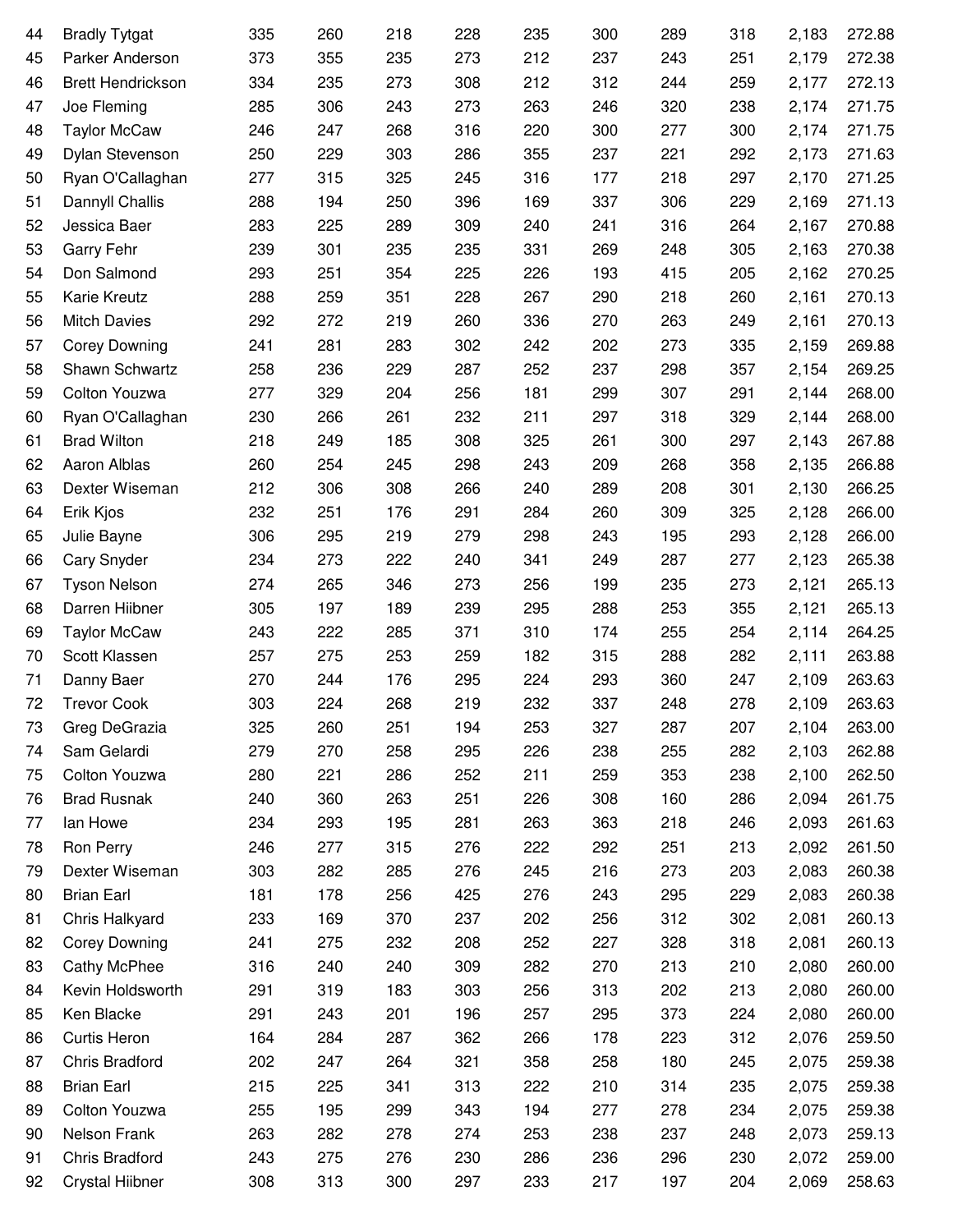| | | | | | | | | | | | |
|---|---|---|---|---|---|---|---|---|---|---|---|
| 44 | Bradly Tytgat | 335 | 260 | 218 | 228 | 235 | 300 | 289 | 318 | 2,183 | 272.88 |
| 45 | Parker Anderson | 373 | 355 | 235 | 273 | 212 | 237 | 243 | 251 | 2,179 | 272.38 |
| 46 | Brett Hendrickson | 334 | 235 | 273 | 308 | 212 | 312 | 244 | 259 | 2,177 | 272.13 |
| 47 | Joe Fleming | 285 | 306 | 243 | 273 | 263 | 246 | 320 | 238 | 2,174 | 271.75 |
| 48 | Taylor McCaw | 246 | 247 | 268 | 316 | 220 | 300 | 277 | 300 | 2,174 | 271.75 |
| 49 | Dylan Stevenson | 250 | 229 | 303 | 286 | 355 | 237 | 221 | 292 | 2,173 | 271.63 |
| 50 | Ryan O'Callaghan | 277 | 315 | 325 | 245 | 316 | 177 | 218 | 297 | 2,170 | 271.25 |
| 51 | Dannyll Challis | 288 | 194 | 250 | 396 | 169 | 337 | 306 | 229 | 2,169 | 271.13 |
| 52 | Jessica Baer | 283 | 225 | 289 | 309 | 240 | 241 | 316 | 264 | 2,167 | 270.88 |
| 53 | Garry Fehr | 239 | 301 | 235 | 235 | 331 | 269 | 248 | 305 | 2,163 | 270.38 |
| 54 | Don Salmond | 293 | 251 | 354 | 225 | 226 | 193 | 415 | 205 | 2,162 | 270.25 |
| 55 | Karie Kreutz | 288 | 259 | 351 | 228 | 267 | 290 | 218 | 260 | 2,161 | 270.13 |
| 56 | Mitch Davies | 292 | 272 | 219 | 260 | 336 | 270 | 263 | 249 | 2,161 | 270.13 |
| 57 | Corey Downing | 241 | 281 | 283 | 302 | 242 | 202 | 273 | 335 | 2,159 | 269.88 |
| 58 | Shawn Schwartz | 258 | 236 | 229 | 287 | 252 | 237 | 298 | 357 | 2,154 | 269.25 |
| 59 | Colton Youzwa | 277 | 329 | 204 | 256 | 181 | 299 | 307 | 291 | 2,144 | 268.00 |
| 60 | Ryan O'Callaghan | 230 | 266 | 261 | 232 | 211 | 297 | 318 | 329 | 2,144 | 268.00 |
| 61 | Brad Wilton | 218 | 249 | 185 | 308 | 325 | 261 | 300 | 297 | 2,143 | 267.88 |
| 62 | Aaron Alblas | 260 | 254 | 245 | 298 | 243 | 209 | 268 | 358 | 2,135 | 266.88 |
| 63 | Dexter Wiseman | 212 | 306 | 308 | 266 | 240 | 289 | 208 | 301 | 2,130 | 266.25 |
| 64 | Erik Kjos | 232 | 251 | 176 | 291 | 284 | 260 | 309 | 325 | 2,128 | 266.00 |
| 65 | Julie Bayne | 306 | 295 | 219 | 279 | 298 | 243 | 195 | 293 | 2,128 | 266.00 |
| 66 | Cary Snyder | 234 | 273 | 222 | 240 | 341 | 249 | 287 | 277 | 2,123 | 265.38 |
| 67 | Tyson Nelson | 274 | 265 | 346 | 273 | 256 | 199 | 235 | 273 | 2,121 | 265.13 |
| 68 | Darren Hiibner | 305 | 197 | 189 | 239 | 295 | 288 | 253 | 355 | 2,121 | 265.13 |
| 69 | Taylor McCaw | 243 | 222 | 285 | 371 | 310 | 174 | 255 | 254 | 2,114 | 264.25 |
| 70 | Scott Klassen | 257 | 275 | 253 | 259 | 182 | 315 | 288 | 282 | 2,111 | 263.88 |
| 71 | Danny Baer | 270 | 244 | 176 | 295 | 224 | 293 | 360 | 247 | 2,109 | 263.63 |
| 72 | Trevor Cook | 303 | 224 | 268 | 219 | 232 | 337 | 248 | 278 | 2,109 | 263.63 |
| 73 | Greg DeGrazia | 325 | 260 | 251 | 194 | 253 | 327 | 287 | 207 | 2,104 | 263.00 |
| 74 | Sam Gelardi | 279 | 270 | 258 | 295 | 226 | 238 | 255 | 282 | 2,103 | 262.88 |
| 75 | Colton Youzwa | 280 | 221 | 286 | 252 | 211 | 259 | 353 | 238 | 2,100 | 262.50 |
| 76 | Brad Rusnak | 240 | 360 | 263 | 251 | 226 | 308 | 160 | 286 | 2,094 | 261.75 |
| 77 | Ian Howe | 234 | 293 | 195 | 281 | 263 | 363 | 218 | 246 | 2,093 | 261.63 |
| 78 | Ron Perry | 246 | 277 | 315 | 276 | 222 | 292 | 251 | 213 | 2,092 | 261.50 |
| 79 | Dexter Wiseman | 303 | 282 | 285 | 276 | 245 | 216 | 273 | 203 | 2,083 | 260.38 |
| 80 | Brian Earl | 181 | 178 | 256 | 425 | 276 | 243 | 295 | 229 | 2,083 | 260.38 |
| 81 | Chris Halkyard | 233 | 169 | 370 | 237 | 202 | 256 | 312 | 302 | 2,081 | 260.13 |
| 82 | Corey Downing | 241 | 275 | 232 | 208 | 252 | 227 | 328 | 318 | 2,081 | 260.13 |
| 83 | Cathy McPhee | 316 | 240 | 240 | 309 | 282 | 270 | 213 | 210 | 2,080 | 260.00 |
| 84 | Kevin Holdsworth | 291 | 319 | 183 | 303 | 256 | 313 | 202 | 213 | 2,080 | 260.00 |
| 85 | Ken Blacke | 291 | 243 | 201 | 196 | 257 | 295 | 373 | 224 | 2,080 | 260.00 |
| 86 | Curtis Heron | 164 | 284 | 287 | 362 | 266 | 178 | 223 | 312 | 2,076 | 259.50 |
| 87 | Chris Bradford | 202 | 247 | 264 | 321 | 358 | 258 | 180 | 245 | 2,075 | 259.38 |
| 88 | Brian Earl | 215 | 225 | 341 | 313 | 222 | 210 | 314 | 235 | 2,075 | 259.38 |
| 89 | Colton Youzwa | 255 | 195 | 299 | 343 | 194 | 277 | 278 | 234 | 2,075 | 259.38 |
| 90 | Nelson Frank | 263 | 282 | 278 | 274 | 253 | 238 | 237 | 248 | 2,073 | 259.13 |
| 91 | Chris Bradford | 243 | 275 | 276 | 230 | 286 | 236 | 296 | 230 | 2,072 | 259.00 |
| 92 | Crystal Hiibner | 308 | 313 | 300 | 297 | 233 | 217 | 197 | 204 | 2,069 | 258.63 |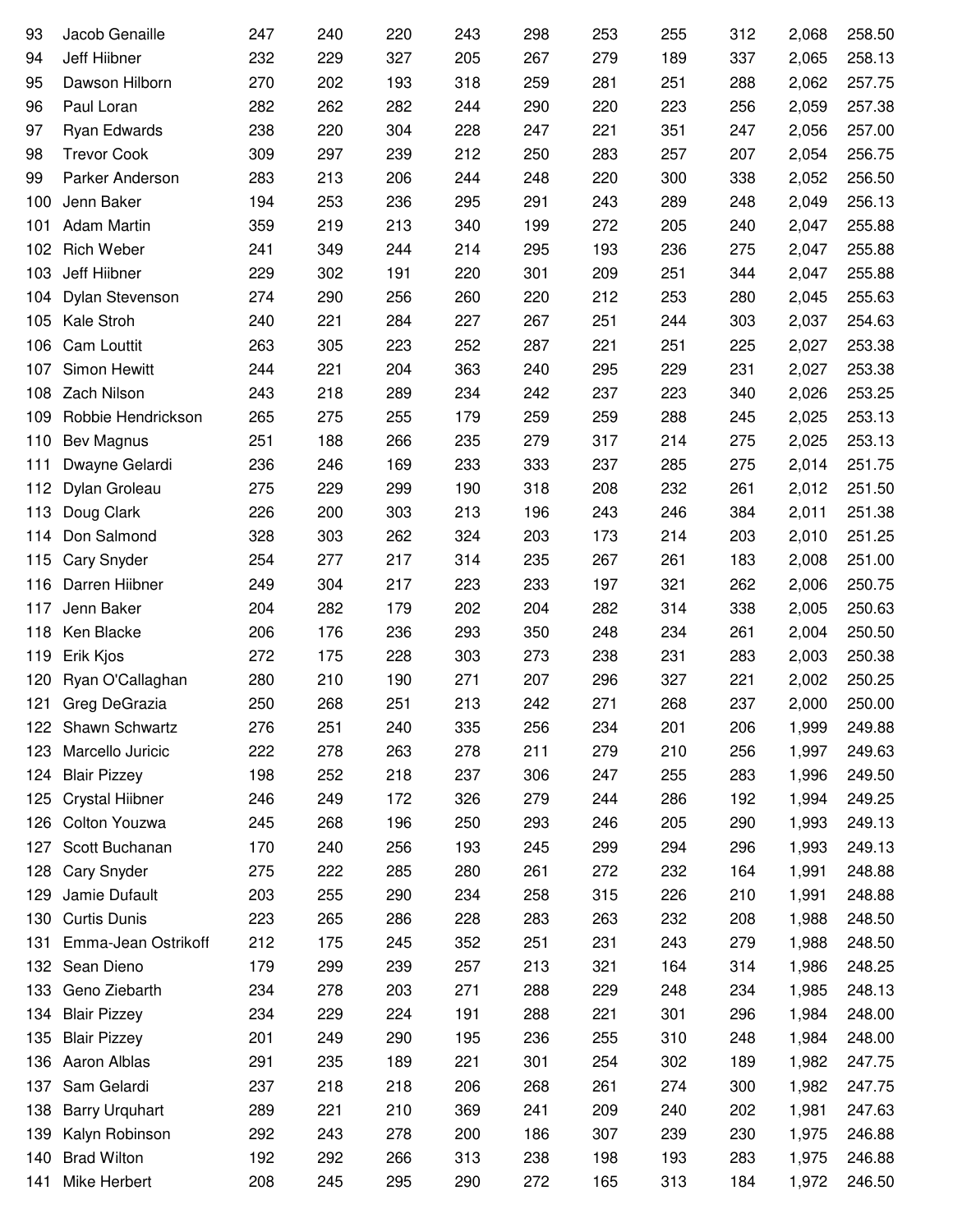| | | | | | | | | | | | |
|---|---|---|---|---|---|---|---|---|---|---|---|
| 93 | Jacob Genaille | 247 | 240 | 220 | 243 | 298 | 253 | 255 | 312 | 2,068 | 258.50 |
| 94 | Jeff Hiibner | 232 | 229 | 327 | 205 | 267 | 279 | 189 | 337 | 2,065 | 258.13 |
| 95 | Dawson Hilborn | 270 | 202 | 193 | 318 | 259 | 281 | 251 | 288 | 2,062 | 257.75 |
| 96 | Paul Loran | 282 | 262 | 282 | 244 | 290 | 220 | 223 | 256 | 2,059 | 257.38 |
| 97 | Ryan Edwards | 238 | 220 | 304 | 228 | 247 | 221 | 351 | 247 | 2,056 | 257.00 |
| 98 | Trevor Cook | 309 | 297 | 239 | 212 | 250 | 283 | 257 | 207 | 2,054 | 256.75 |
| 99 | Parker Anderson | 283 | 213 | 206 | 244 | 248 | 220 | 300 | 338 | 2,052 | 256.50 |
| 100 | Jenn Baker | 194 | 253 | 236 | 295 | 291 | 243 | 289 | 248 | 2,049 | 256.13 |
| 101 | Adam Martin | 359 | 219 | 213 | 340 | 199 | 272 | 205 | 240 | 2,047 | 255.88 |
| 102 | Rich Weber | 241 | 349 | 244 | 214 | 295 | 193 | 236 | 275 | 2,047 | 255.88 |
| 103 | Jeff Hiibner | 229 | 302 | 191 | 220 | 301 | 209 | 251 | 344 | 2,047 | 255.88 |
| 104 | Dylan Stevenson | 274 | 290 | 256 | 260 | 220 | 212 | 253 | 280 | 2,045 | 255.63 |
| 105 | Kale Stroh | 240 | 221 | 284 | 227 | 267 | 251 | 244 | 303 | 2,037 | 254.63 |
| 106 | Cam Louttit | 263 | 305 | 223 | 252 | 287 | 221 | 251 | 225 | 2,027 | 253.38 |
| 107 | Simon Hewitt | 244 | 221 | 204 | 363 | 240 | 295 | 229 | 231 | 2,027 | 253.38 |
| 108 | Zach Nilson | 243 | 218 | 289 | 234 | 242 | 237 | 223 | 340 | 2,026 | 253.25 |
| 109 | Robbie Hendrickson | 265 | 275 | 255 | 179 | 259 | 259 | 288 | 245 | 2,025 | 253.13 |
| 110 | Bev Magnus | 251 | 188 | 266 | 235 | 279 | 317 | 214 | 275 | 2,025 | 253.13 |
| 111 | Dwayne Gelardi | 236 | 246 | 169 | 233 | 333 | 237 | 285 | 275 | 2,014 | 251.75 |
| 112 | Dylan Groleau | 275 | 229 | 299 | 190 | 318 | 208 | 232 | 261 | 2,012 | 251.50 |
| 113 | Doug Clark | 226 | 200 | 303 | 213 | 196 | 243 | 246 | 384 | 2,011 | 251.38 |
| 114 | Don Salmond | 328 | 303 | 262 | 324 | 203 | 173 | 214 | 203 | 2,010 | 251.25 |
| 115 | Cary Snyder | 254 | 277 | 217 | 314 | 235 | 267 | 261 | 183 | 2,008 | 251.00 |
| 116 | Darren Hiibner | 249 | 304 | 217 | 223 | 233 | 197 | 321 | 262 | 2,006 | 250.75 |
| 117 | Jenn Baker | 204 | 282 | 179 | 202 | 204 | 282 | 314 | 338 | 2,005 | 250.63 |
| 118 | Ken Blacke | 206 | 176 | 236 | 293 | 350 | 248 | 234 | 261 | 2,004 | 250.50 |
| 119 | Erik Kjos | 272 | 175 | 228 | 303 | 273 | 238 | 231 | 283 | 2,003 | 250.38 |
| 120 | Ryan O'Callaghan | 280 | 210 | 190 | 271 | 207 | 296 | 327 | 221 | 2,002 | 250.25 |
| 121 | Greg DeGrazia | 250 | 268 | 251 | 213 | 242 | 271 | 268 | 237 | 2,000 | 250.00 |
| 122 | Shawn Schwartz | 276 | 251 | 240 | 335 | 256 | 234 | 201 | 206 | 1,999 | 249.88 |
| 123 | Marcello Juricic | 222 | 278 | 263 | 278 | 211 | 279 | 210 | 256 | 1,997 | 249.63 |
| 124 | Blair Pizzey | 198 | 252 | 218 | 237 | 306 | 247 | 255 | 283 | 1,996 | 249.50 |
| 125 | Crystal Hiibner | 246 | 249 | 172 | 326 | 279 | 244 | 286 | 192 | 1,994 | 249.25 |
| 126 | Colton Youzwa | 245 | 268 | 196 | 250 | 293 | 246 | 205 | 290 | 1,993 | 249.13 |
| 127 | Scott Buchanan | 170 | 240 | 256 | 193 | 245 | 299 | 294 | 296 | 1,993 | 249.13 |
| 128 | Cary Snyder | 275 | 222 | 285 | 280 | 261 | 272 | 232 | 164 | 1,991 | 248.88 |
| 129 | Jamie Dufault | 203 | 255 | 290 | 234 | 258 | 315 | 226 | 210 | 1,991 | 248.88 |
| 130 | Curtis Dunis | 223 | 265 | 286 | 228 | 283 | 263 | 232 | 208 | 1,988 | 248.50 |
| 131 | Emma-Jean Ostrikoff | 212 | 175 | 245 | 352 | 251 | 231 | 243 | 279 | 1,988 | 248.50 |
| 132 | Sean Dieno | 179 | 299 | 239 | 257 | 213 | 321 | 164 | 314 | 1,986 | 248.25 |
| 133 | Geno Ziebarth | 234 | 278 | 203 | 271 | 288 | 229 | 248 | 234 | 1,985 | 248.13 |
| 134 | Blair Pizzey | 234 | 229 | 224 | 191 | 288 | 221 | 301 | 296 | 1,984 | 248.00 |
| 135 | Blair Pizzey | 201 | 249 | 290 | 195 | 236 | 255 | 310 | 248 | 1,984 | 248.00 |
| 136 | Aaron Alblas | 291 | 235 | 189 | 221 | 301 | 254 | 302 | 189 | 1,982 | 247.75 |
| 137 | Sam Gelardi | 237 | 218 | 218 | 206 | 268 | 261 | 274 | 300 | 1,982 | 247.75 |
| 138 | Barry Urquhart | 289 | 221 | 210 | 369 | 241 | 209 | 240 | 202 | 1,981 | 247.63 |
| 139 | Kalyn Robinson | 292 | 243 | 278 | 200 | 186 | 307 | 239 | 230 | 1,975 | 246.88 |
| 140 | Brad Wilton | 192 | 292 | 266 | 313 | 238 | 198 | 193 | 283 | 1,975 | 246.88 |
| 141 | Mike Herbert | 208 | 245 | 295 | 290 | 272 | 165 | 313 | 184 | 1,972 | 246.50 |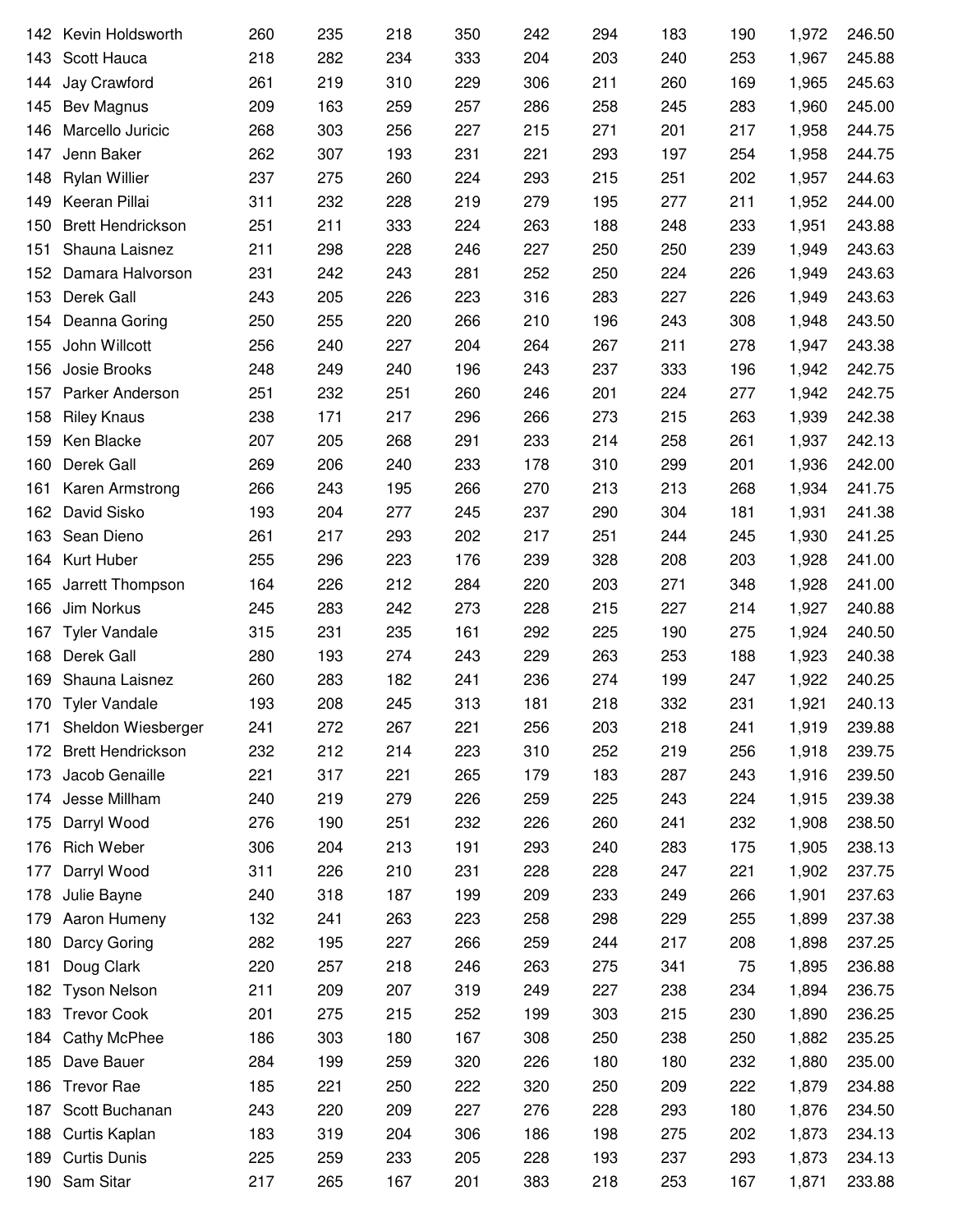| | | | | | | | | | | | |
|---|---|---|---|---|---|---|---|---|---|---|---|
| 142 | Kevin Holdsworth | 260 | 235 | 218 | 350 | 242 | 294 | 183 | 190 | 1,972 | 246.50 |
| 143 | Scott Hauca | 218 | 282 | 234 | 333 | 204 | 203 | 240 | 253 | 1,967 | 245.88 |
| 144 | Jay Crawford | 261 | 219 | 310 | 229 | 306 | 211 | 260 | 169 | 1,965 | 245.63 |
| 145 | Bev Magnus | 209 | 163 | 259 | 257 | 286 | 258 | 245 | 283 | 1,960 | 245.00 |
| 146 | Marcello Juricic | 268 | 303 | 256 | 227 | 215 | 271 | 201 | 217 | 1,958 | 244.75 |
| 147 | Jenn Baker | 262 | 307 | 193 | 231 | 221 | 293 | 197 | 254 | 1,958 | 244.75 |
| 148 | Rylan Willier | 237 | 275 | 260 | 224 | 293 | 215 | 251 | 202 | 1,957 | 244.63 |
| 149 | Keeran Pillai | 311 | 232 | 228 | 219 | 279 | 195 | 277 | 211 | 1,952 | 244.00 |
| 150 | Brett Hendrickson | 251 | 211 | 333 | 224 | 263 | 188 | 248 | 233 | 1,951 | 243.88 |
| 151 | Shauna Laisnez | 211 | 298 | 228 | 246 | 227 | 250 | 250 | 239 | 1,949 | 243.63 |
| 152 | Damara Halvorson | 231 | 242 | 243 | 281 | 252 | 250 | 224 | 226 | 1,949 | 243.63 |
| 153 | Derek Gall | 243 | 205 | 226 | 223 | 316 | 283 | 227 | 226 | 1,949 | 243.63 |
| 154 | Deanna Goring | 250 | 255 | 220 | 266 | 210 | 196 | 243 | 308 | 1,948 | 243.50 |
| 155 | John Willcott | 256 | 240 | 227 | 204 | 264 | 267 | 211 | 278 | 1,947 | 243.38 |
| 156 | Josie Brooks | 248 | 249 | 240 | 196 | 243 | 237 | 333 | 196 | 1,942 | 242.75 |
| 157 | Parker Anderson | 251 | 232 | 251 | 260 | 246 | 201 | 224 | 277 | 1,942 | 242.75 |
| 158 | Riley Knaus | 238 | 171 | 217 | 296 | 266 | 273 | 215 | 263 | 1,939 | 242.38 |
| 159 | Ken Blacke | 207 | 205 | 268 | 291 | 233 | 214 | 258 | 261 | 1,937 | 242.13 |
| 160 | Derek Gall | 269 | 206 | 240 | 233 | 178 | 310 | 299 | 201 | 1,936 | 242.00 |
| 161 | Karen Armstrong | 266 | 243 | 195 | 266 | 270 | 213 | 213 | 268 | 1,934 | 241.75 |
| 162 | David Sisko | 193 | 204 | 277 | 245 | 237 | 290 | 304 | 181 | 1,931 | 241.38 |
| 163 | Sean Dieno | 261 | 217 | 293 | 202 | 217 | 251 | 244 | 245 | 1,930 | 241.25 |
| 164 | Kurt Huber | 255 | 296 | 223 | 176 | 239 | 328 | 208 | 203 | 1,928 | 241.00 |
| 165 | Jarrett Thompson | 164 | 226 | 212 | 284 | 220 | 203 | 271 | 348 | 1,928 | 241.00 |
| 166 | Jim Norkus | 245 | 283 | 242 | 273 | 228 | 215 | 227 | 214 | 1,927 | 240.88 |
| 167 | Tyler Vandale | 315 | 231 | 235 | 161 | 292 | 225 | 190 | 275 | 1,924 | 240.50 |
| 168 | Derek Gall | 280 | 193 | 274 | 243 | 229 | 263 | 253 | 188 | 1,923 | 240.38 |
| 169 | Shauna Laisnez | 260 | 283 | 182 | 241 | 236 | 274 | 199 | 247 | 1,922 | 240.25 |
| 170 | Tyler Vandale | 193 | 208 | 245 | 313 | 181 | 218 | 332 | 231 | 1,921 | 240.13 |
| 171 | Sheldon Wiesberger | 241 | 272 | 267 | 221 | 256 | 203 | 218 | 241 | 1,919 | 239.88 |
| 172 | Brett Hendrickson | 232 | 212 | 214 | 223 | 310 | 252 | 219 | 256 | 1,918 | 239.75 |
| 173 | Jacob Genaille | 221 | 317 | 221 | 265 | 179 | 183 | 287 | 243 | 1,916 | 239.50 |
| 174 | Jesse Millham | 240 | 219 | 279 | 226 | 259 | 225 | 243 | 224 | 1,915 | 239.38 |
| 175 | Darryl Wood | 276 | 190 | 251 | 232 | 226 | 260 | 241 | 232 | 1,908 | 238.50 |
| 176 | Rich Weber | 306 | 204 | 213 | 191 | 293 | 240 | 283 | 175 | 1,905 | 238.13 |
| 177 | Darryl Wood | 311 | 226 | 210 | 231 | 228 | 228 | 247 | 221 | 1,902 | 237.75 |
| 178 | Julie Bayne | 240 | 318 | 187 | 199 | 209 | 233 | 249 | 266 | 1,901 | 237.63 |
| 179 | Aaron Humeny | 132 | 241 | 263 | 223 | 258 | 298 | 229 | 255 | 1,899 | 237.38 |
| 180 | Darcy Goring | 282 | 195 | 227 | 266 | 259 | 244 | 217 | 208 | 1,898 | 237.25 |
| 181 | Doug Clark | 220 | 257 | 218 | 246 | 263 | 275 | 341 | 75 | 1,895 | 236.88 |
| 182 | Tyson Nelson | 211 | 209 | 207 | 319 | 249 | 227 | 238 | 234 | 1,894 | 236.75 |
| 183 | Trevor Cook | 201 | 275 | 215 | 252 | 199 | 303 | 215 | 230 | 1,890 | 236.25 |
| 184 | Cathy McPhee | 186 | 303 | 180 | 167 | 308 | 250 | 238 | 250 | 1,882 | 235.25 |
| 185 | Dave Bauer | 284 | 199 | 259 | 320 | 226 | 180 | 180 | 232 | 1,880 | 235.00 |
| 186 | Trevor Rae | 185 | 221 | 250 | 222 | 320 | 250 | 209 | 222 | 1,879 | 234.88 |
| 187 | Scott Buchanan | 243 | 220 | 209 | 227 | 276 | 228 | 293 | 180 | 1,876 | 234.50 |
| 188 | Curtis Kaplan | 183 | 319 | 204 | 306 | 186 | 198 | 275 | 202 | 1,873 | 234.13 |
| 189 | Curtis Dunis | 225 | 259 | 233 | 205 | 228 | 193 | 237 | 293 | 1,873 | 234.13 |
| 190 | Sam Sitar | 217 | 265 | 167 | 201 | 383 | 218 | 253 | 167 | 1,871 | 233.88 |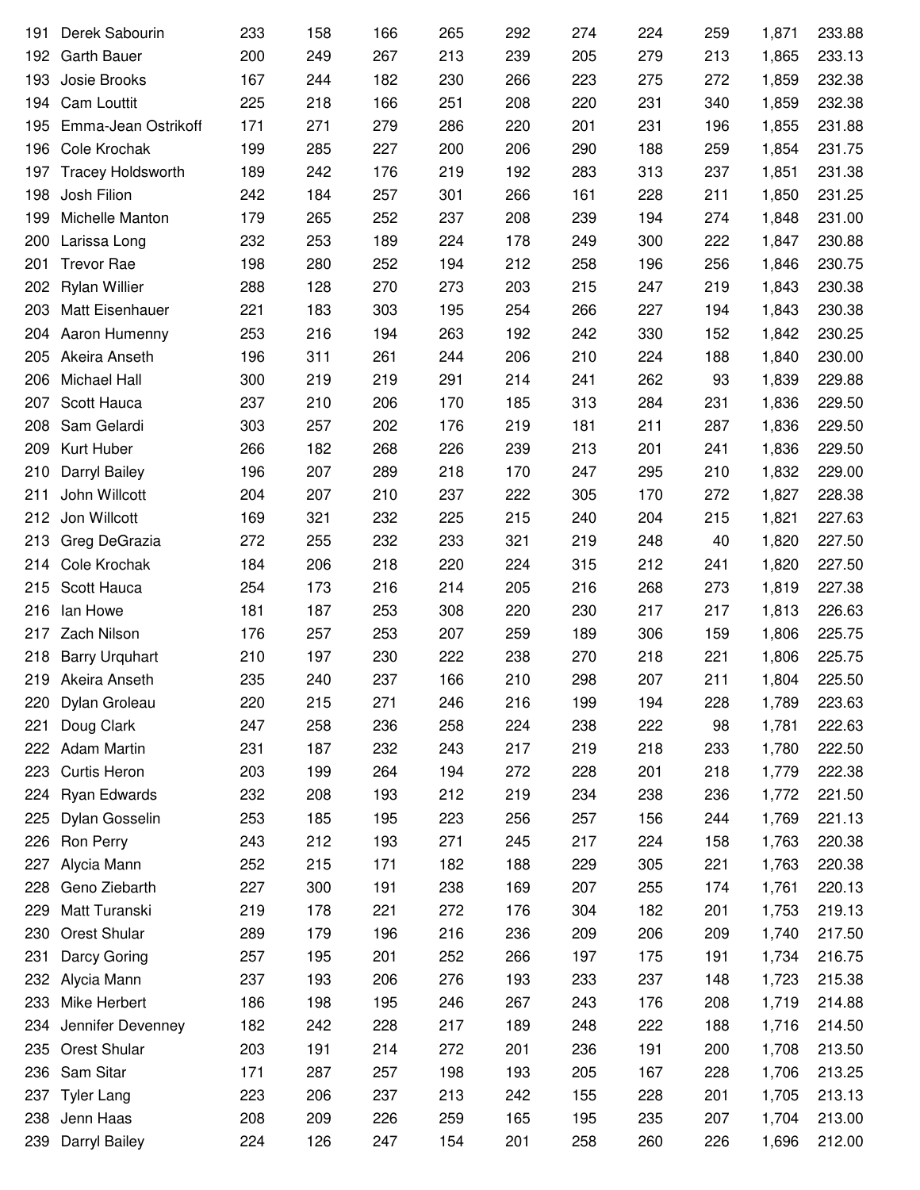| | | | | | | | | | | | |
|---|---|---|---|---|---|---|---|---|---|---|---|
| 191 | Derek Sabourin | 233 | 158 | 166 | 265 | 292 | 274 | 224 | 259 | 1,871 | 233.88 |
| 192 | Garth Bauer | 200 | 249 | 267 | 213 | 239 | 205 | 279 | 213 | 1,865 | 233.13 |
| 193 | Josie Brooks | 167 | 244 | 182 | 230 | 266 | 223 | 275 | 272 | 1,859 | 232.38 |
| 194 | Cam Louttit | 225 | 218 | 166 | 251 | 208 | 220 | 231 | 340 | 1,859 | 232.38 |
| 195 | Emma-Jean Ostrikoff | 171 | 271 | 279 | 286 | 220 | 201 | 231 | 196 | 1,855 | 231.88 |
| 196 | Cole Krochak | 199 | 285 | 227 | 200 | 206 | 290 | 188 | 259 | 1,854 | 231.75 |
| 197 | Tracey Holdsworth | 189 | 242 | 176 | 219 | 192 | 283 | 313 | 237 | 1,851 | 231.38 |
| 198 | Josh Filion | 242 | 184 | 257 | 301 | 266 | 161 | 228 | 211 | 1,850 | 231.25 |
| 199 | Michelle Manton | 179 | 265 | 252 | 237 | 208 | 239 | 194 | 274 | 1,848 | 231.00 |
| 200 | Larissa Long | 232 | 253 | 189 | 224 | 178 | 249 | 300 | 222 | 1,847 | 230.88 |
| 201 | Trevor Rae | 198 | 280 | 252 | 194 | 212 | 258 | 196 | 256 | 1,846 | 230.75 |
| 202 | Rylan Willier | 288 | 128 | 270 | 273 | 203 | 215 | 247 | 219 | 1,843 | 230.38 |
| 203 | Matt Eisenhauer | 221 | 183 | 303 | 195 | 254 | 266 | 227 | 194 | 1,843 | 230.38 |
| 204 | Aaron Humenny | 253 | 216 | 194 | 263 | 192 | 242 | 330 | 152 | 1,842 | 230.25 |
| 205 | Akeira Anseth | 196 | 311 | 261 | 244 | 206 | 210 | 224 | 188 | 1,840 | 230.00 |
| 206 | Michael Hall | 300 | 219 | 219 | 291 | 214 | 241 | 262 | 93 | 1,839 | 229.88 |
| 207 | Scott Hauca | 237 | 210 | 206 | 170 | 185 | 313 | 284 | 231 | 1,836 | 229.50 |
| 208 | Sam Gelardi | 303 | 257 | 202 | 176 | 219 | 181 | 211 | 287 | 1,836 | 229.50 |
| 209 | Kurt Huber | 266 | 182 | 268 | 226 | 239 | 213 | 201 | 241 | 1,836 | 229.50 |
| 210 | Darryl Bailey | 196 | 207 | 289 | 218 | 170 | 247 | 295 | 210 | 1,832 | 229.00 |
| 211 | John Willcott | 204 | 207 | 210 | 237 | 222 | 305 | 170 | 272 | 1,827 | 228.38 |
| 212 | Jon Willcott | 169 | 321 | 232 | 225 | 215 | 240 | 204 | 215 | 1,821 | 227.63 |
| 213 | Greg DeGrazia | 272 | 255 | 232 | 233 | 321 | 219 | 248 | 40 | 1,820 | 227.50 |
| 214 | Cole Krochak | 184 | 206 | 218 | 220 | 224 | 315 | 212 | 241 | 1,820 | 227.50 |
| 215 | Scott Hauca | 254 | 173 | 216 | 214 | 205 | 216 | 268 | 273 | 1,819 | 227.38 |
| 216 | Ian Howe | 181 | 187 | 253 | 308 | 220 | 230 | 217 | 217 | 1,813 | 226.63 |
| 217 | Zach Nilson | 176 | 257 | 253 | 207 | 259 | 189 | 306 | 159 | 1,806 | 225.75 |
| 218 | Barry Urquhart | 210 | 197 | 230 | 222 | 238 | 270 | 218 | 221 | 1,806 | 225.75 |
| 219 | Akeira Anseth | 235 | 240 | 237 | 166 | 210 | 298 | 207 | 211 | 1,804 | 225.50 |
| 220 | Dylan Groleau | 220 | 215 | 271 | 246 | 216 | 199 | 194 | 228 | 1,789 | 223.63 |
| 221 | Doug Clark | 247 | 258 | 236 | 258 | 224 | 238 | 222 | 98 | 1,781 | 222.63 |
| 222 | Adam Martin | 231 | 187 | 232 | 243 | 217 | 219 | 218 | 233 | 1,780 | 222.50 |
| 223 | Curtis Heron | 203 | 199 | 264 | 194 | 272 | 228 | 201 | 218 | 1,779 | 222.38 |
| 224 | Ryan Edwards | 232 | 208 | 193 | 212 | 219 | 234 | 238 | 236 | 1,772 | 221.50 |
| 225 | Dylan Gosselin | 253 | 185 | 195 | 223 | 256 | 257 | 156 | 244 | 1,769 | 221.13 |
| 226 | Ron Perry | 243 | 212 | 193 | 271 | 245 | 217 | 224 | 158 | 1,763 | 220.38 |
| 227 | Alycia Mann | 252 | 215 | 171 | 182 | 188 | 229 | 305 | 221 | 1,763 | 220.38 |
| 228 | Geno Ziebarth | 227 | 300 | 191 | 238 | 169 | 207 | 255 | 174 | 1,761 | 220.13 |
| 229 | Matt Turanski | 219 | 178 | 221 | 272 | 176 | 304 | 182 | 201 | 1,753 | 219.13 |
| 230 | Orest Shular | 289 | 179 | 196 | 216 | 236 | 209 | 206 | 209 | 1,740 | 217.50 |
| 231 | Darcy Goring | 257 | 195 | 201 | 252 | 266 | 197 | 175 | 191 | 1,734 | 216.75 |
| 232 | Alycia Mann | 237 | 193 | 206 | 276 | 193 | 233 | 237 | 148 | 1,723 | 215.38 |
| 233 | Mike Herbert | 186 | 198 | 195 | 246 | 267 | 243 | 176 | 208 | 1,719 | 214.88 |
| 234 | Jennifer Devenney | 182 | 242 | 228 | 217 | 189 | 248 | 222 | 188 | 1,716 | 214.50 |
| 235 | Orest Shular | 203 | 191 | 214 | 272 | 201 | 236 | 191 | 200 | 1,708 | 213.50 |
| 236 | Sam Sitar | 171 | 287 | 257 | 198 | 193 | 205 | 167 | 228 | 1,706 | 213.25 |
| 237 | Tyler Lang | 223 | 206 | 237 | 213 | 242 | 155 | 228 | 201 | 1,705 | 213.13 |
| 238 | Jenn Haas | 208 | 209 | 226 | 259 | 165 | 195 | 235 | 207 | 1,704 | 213.00 |
| 239 | Darryl Bailey | 224 | 126 | 247 | 154 | 201 | 258 | 260 | 226 | 1,696 | 212.00 |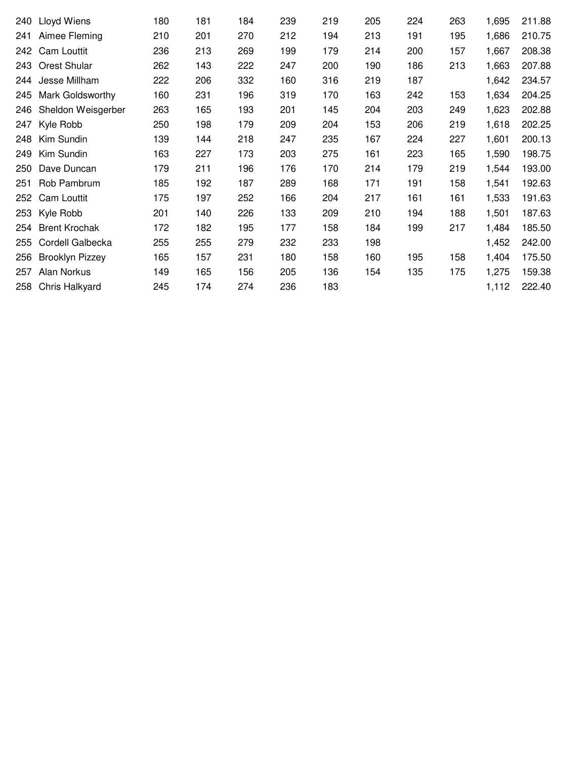| | | | | | | | | | | | |
|---|---|---|---|---|---|---|---|---|---|---|---|
| 240 | Lloyd Wiens | 180 | 181 | 184 | 239 | 219 | 205 | 224 | 263 | 1,695 | 211.88 |
| 241 | Aimee Fleming | 210 | 201 | 270 | 212 | 194 | 213 | 191 | 195 | 1,686 | 210.75 |
| 242 | Cam Louttit | 236 | 213 | 269 | 199 | 179 | 214 | 200 | 157 | 1,667 | 208.38 |
| 243 | Orest Shular | 262 | 143 | 222 | 247 | 200 | 190 | 186 | 213 | 1,663 | 207.88 |
| 244 | Jesse Millham | 222 | 206 | 332 | 160 | 316 | 219 | 187 | | 1,642 | 234.57 |
| 245 | Mark Goldsworthy | 160 | 231 | 196 | 319 | 170 | 163 | 242 | 153 | 1,634 | 204.25 |
| 246 | Sheldon Weisgerber | 263 | 165 | 193 | 201 | 145 | 204 | 203 | 249 | 1,623 | 202.88 |
| 247 | Kyle Robb | 250 | 198 | 179 | 209 | 204 | 153 | 206 | 219 | 1,618 | 202.25 |
| 248 | Kim Sundin | 139 | 144 | 218 | 247 | 235 | 167 | 224 | 227 | 1,601 | 200.13 |
| 249 | Kim Sundin | 163 | 227 | 173 | 203 | 275 | 161 | 223 | 165 | 1,590 | 198.75 |
| 250 | Dave Duncan | 179 | 211 | 196 | 176 | 170 | 214 | 179 | 219 | 1,544 | 193.00 |
| 251 | Rob Pambrum | 185 | 192 | 187 | 289 | 168 | 171 | 191 | 158 | 1,541 | 192.63 |
| 252 | Cam Louttit | 175 | 197 | 252 | 166 | 204 | 217 | 161 | 161 | 1,533 | 191.63 |
| 253 | Kyle Robb | 201 | 140 | 226 | 133 | 209 | 210 | 194 | 188 | 1,501 | 187.63 |
| 254 | Brent Krochak | 172 | 182 | 195 | 177 | 158 | 184 | 199 | 217 | 1,484 | 185.50 |
| 255 | Cordell Galbecka | 255 | 255 | 279 | 232 | 233 | 198 | | | 1,452 | 242.00 |
| 256 | Brooklyn Pizzey | 165 | 157 | 231 | 180 | 158 | 160 | 195 | 158 | 1,404 | 175.50 |
| 257 | Alan Norkus | 149 | 165 | 156 | 205 | 136 | 154 | 135 | 175 | 1,275 | 159.38 |
| 258 | Chris Halkyard | 245 | 174 | 274 | 236 | 183 | | | | 1,112 | 222.40 |